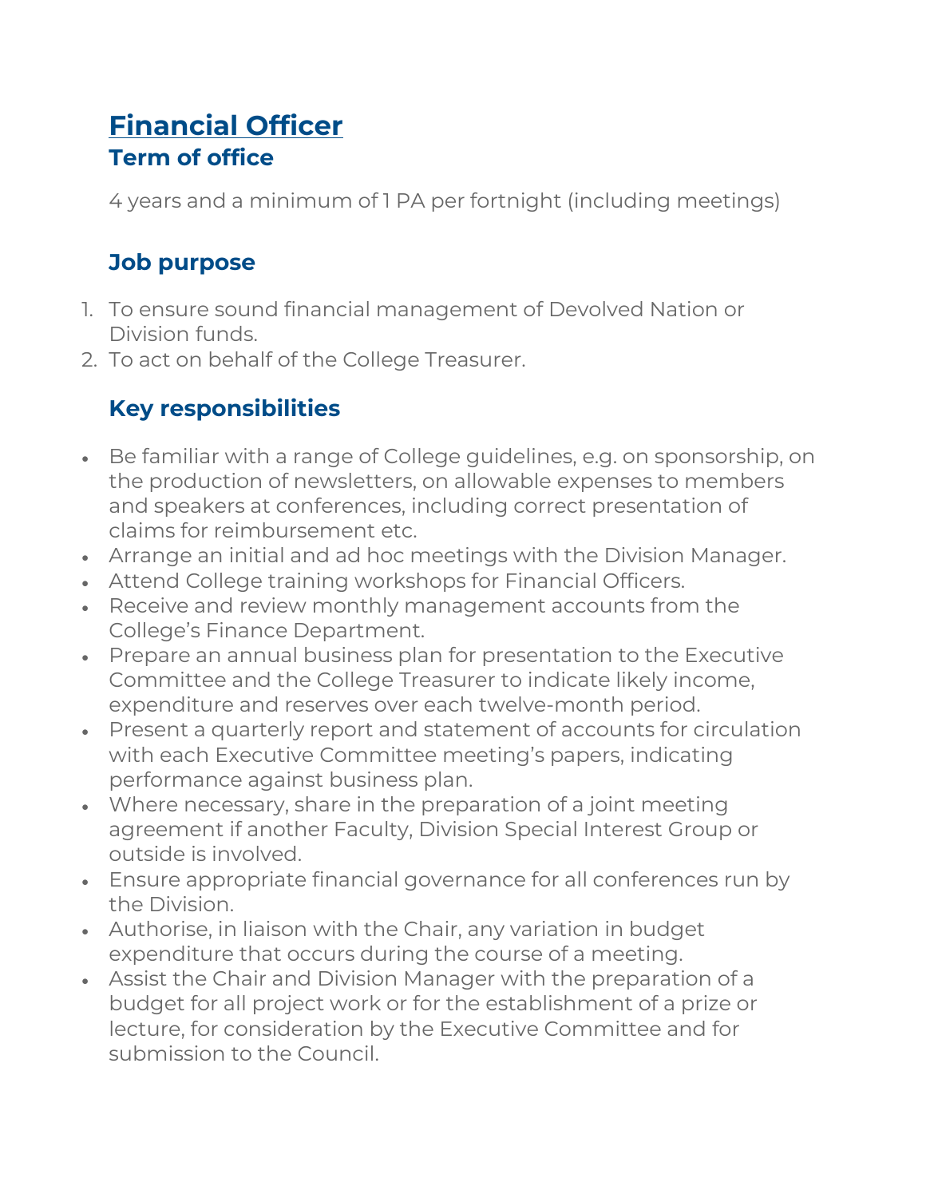# Financial Officer

## Term of office

4 years and a minimum of 1 PA per fortnight (including meetings)

## Job purpose

1. To ensure sound financial management of Devolved Nation or Division funds.
2. To act on behalf of the College Treasurer.

## Key responsibilities

- Be familiar with a range of College guidelines, e.g. on sponsorship, on the production of newsletters, on allowable expenses to members and speakers at conferences, including correct presentation of claims for reimbursement etc.
- Arrange an initial and ad hoc meetings with the Division Manager.
- Attend College training workshops for Financial Officers.
- Receive and review monthly management accounts from the College's Finance Department.
- Prepare an annual business plan for presentation to the Executive Committee and the College Treasurer to indicate likely income, expenditure and reserves over each twelve-month period.
- Present a quarterly report and statement of accounts for circulation with each Executive Committee meeting's papers, indicating performance against business plan.
- Where necessary, share in the preparation of a joint meeting agreement if another Faculty, Division Special Interest Group or outside is involved.
- Ensure appropriate financial governance for all conferences run by the Division.
- Authorise, in liaison with the Chair, any variation in budget expenditure that occurs during the course of a meeting.
- Assist the Chair and Division Manager with the preparation of a budget for all project work or for the establishment of a prize or lecture, for consideration by the Executive Committee and for submission to the Council.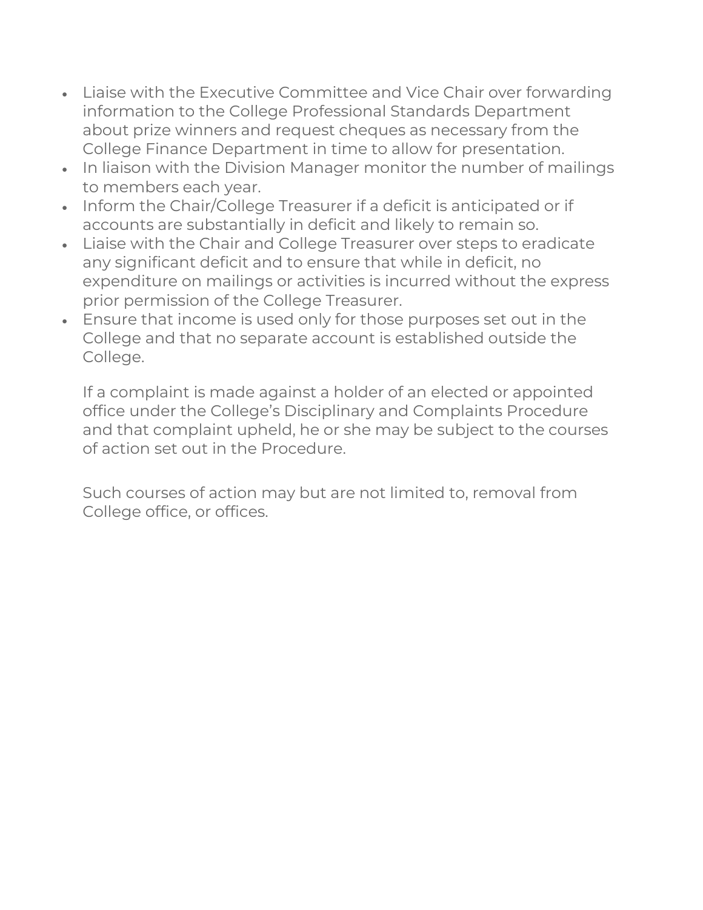- Liaise with the Executive Committee and Vice Chair over forwarding information to the College Professional Standards Department about prize winners and request cheques as necessary from the College Finance Department in time to allow for presentation.
- In liaison with the Division Manager monitor the number of mailings to members each year.
- Inform the Chair/College Treasurer if a deficit is anticipated or if accounts are substantially in deficit and likely to remain so.
- Liaise with the Chair and College Treasurer over steps to eradicate any significant deficit and to ensure that while in deficit, no expenditure on mailings or activities is incurred without the express prior permission of the College Treasurer.
- Ensure that income is used only for those purposes set out in the College and that no separate account is established outside the College.

If a complaint is made against a holder of an elected or appointed office under the College's Disciplinary and Complaints Procedure and that complaint upheld, he or she may be subject to the courses of action set out in the Procedure.

Such courses of action may but are not limited to, removal from College office, or offices.